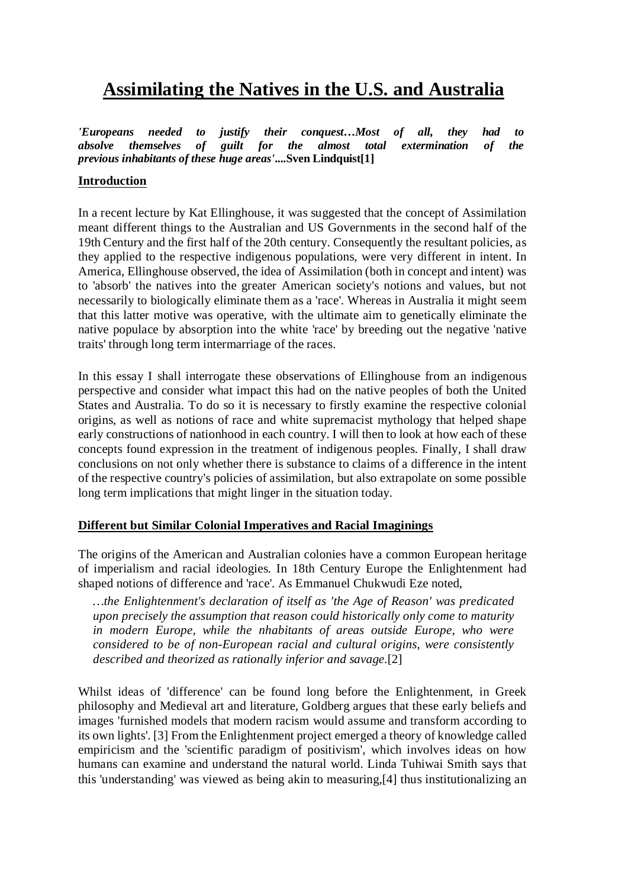# Assimilating the Natives in the U.S. and Australia

***'Europeans needed to justify their conquest…Most of all, they had to absolve themselves of guilt for the almost total extermination of the previous inhabitants of these huge areas'*....Sven Lindquist[1]**

## Introduction

In a recent lecture by Kat Ellinghouse, it was suggested that the concept of Assimilation meant different things to the Australian and US Governments in the second half of the 19th Century and the first half of the 20th century. Consequently the resultant policies, as they applied to the respective indigenous populations, were very different in intent. In America, Ellinghouse observed, the idea of Assimilation (both in concept and intent) was to 'absorb' the natives into the greater American society's notions and values, but not necessarily to biologically eliminate them as a 'race'. Whereas in Australia it might seem that this latter motive was operative, with the ultimate aim to genetically eliminate the native populace by absorption into the white 'race' by breeding out the negative 'native traits' through long term intermarriage of the races.

In this essay I shall interrogate these observations of Ellinghouse from an indigenous perspective and consider what impact this had on the native peoples of both the United States and Australia. To do so it is necessary to firstly examine the respective colonial origins, as well as notions of race and white supremacist mythology that helped shape early constructions of nationhood in each country. I will then to look at how each of these concepts found expression in the treatment of indigenous peoples. Finally, I shall draw conclusions on not only whether there is substance to claims of a difference in the intent of the respective country's policies of assimilation, but also extrapolate on some possible long term implications that might linger in the situation today.

## Different but Similar Colonial Imperatives and Racial Imaginings

The origins of the American and Australian colonies have a common European heritage of imperialism and racial ideologies. In 18th Century Europe the Enlightenment had shaped notions of difference and 'race'. As Emmanuel Chukwudi Eze noted,

> *…the Enlightenment's declaration of itself as 'the Age of Reason' was predicated upon precisely the assumption that reason could historically only come to maturity in modern Europe, while the nhabitants of areas outside Europe, who were considered to be of non-European racial and cultural origins, were consistently described and theorized as rationally inferior and savage.*[2]

Whilst ideas of 'difference' can be found long before the Enlightenment, in Greek philosophy and Medieval art and literature, Goldberg argues that these early beliefs and images 'furnished models that modern racism would assume and transform according to its own lights'. [3] From the Enlightenment project emerged a theory of knowledge called empiricism and the 'scientific paradigm of positivism', which involves ideas on how humans can examine and understand the natural world. Linda Tuhiwai Smith says that this 'understanding' was viewed as being akin to measuring,[4] thus institutionalizing an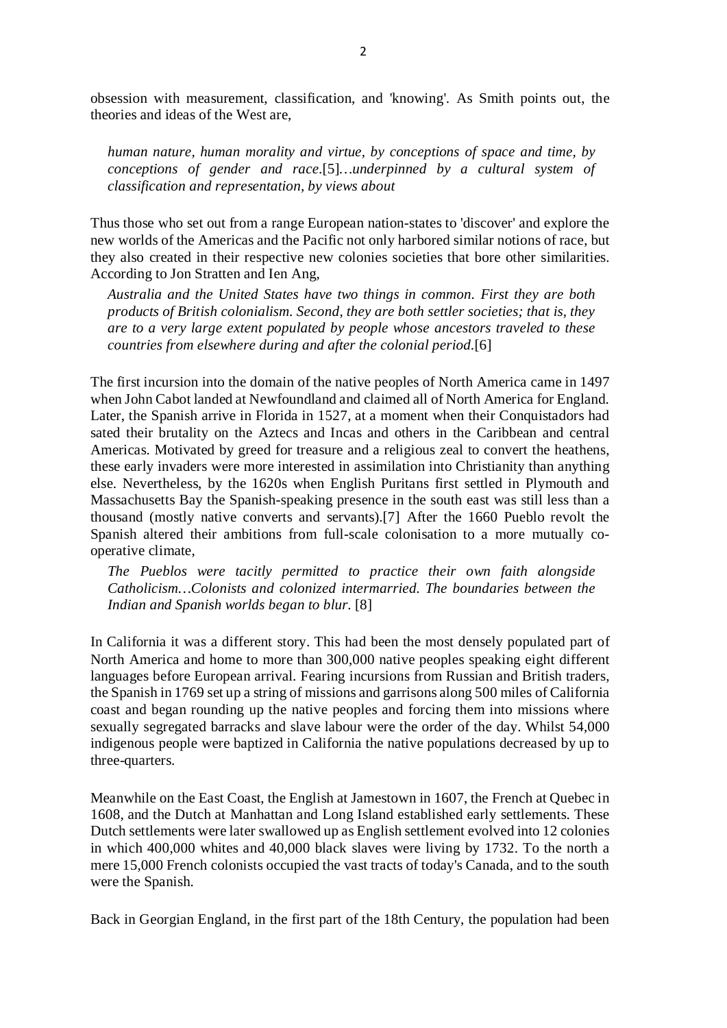obsession with measurement, classification, and 'knowing'. As Smith points out, the theories and ideas of the West are,

> *human nature, human morality and virtue, by conceptions of space and time, by conceptions of gender and race*.[5]*…underpinned by a cultural system of classification and representation, by views about*

Thus those who set out from a range European nation-states to 'discover' and explore the new worlds of the Americas and the Pacific not only harbored similar notions of race, but they also created in their respective new colonies societies that bore other similarities. According to Jon Stratten and Ien Ang,

> *Australia and the United States have two things in common. First they are both products of British colonialism. Second, they are both settler societies; that is, they are to a very large extent populated by people whose ancestors traveled to these countries from elsewhere during and after the colonial period.*[6]

The first incursion into the domain of the native peoples of North America came in 1497 when John Cabot landed at Newfoundland and claimed all of North America for England. Later, the Spanish arrive in Florida in 1527, at a moment when their Conquistadors had sated their brutality on the Aztecs and Incas and others in the Caribbean and central Americas. Motivated by greed for treasure and a religious zeal to convert the heathens, these early invaders were more interested in assimilation into Christianity than anything else. Nevertheless, by the 1620s when English Puritans first settled in Plymouth and Massachusetts Bay the Spanish-speaking presence in the south east was still less than a thousand (mostly native converts and servants).[7] After the 1660 Pueblo revolt the Spanish altered their ambitions from full-scale colonisation to a more mutually co-operative climate,

> *The Pueblos were tacitly permitted to practice their own faith alongside Catholicism…Colonists and colonized intermarried. The boundaries between the Indian and Spanish worlds began to blur.* [8]

In California it was a different story. This had been the most densely populated part of North America and home to more than 300,000 native peoples speaking eight different languages before European arrival. Fearing incursions from Russian and British traders, the Spanish in 1769 set up a string of missions and garrisons along 500 miles of California coast and began rounding up the native peoples and forcing them into missions where sexually segregated barracks and slave labour were the order of the day. Whilst 54,000 indigenous people were baptized in California the native populations decreased by up to three-quarters.

Meanwhile on the East Coast, the English at Jamestown in 1607, the French at Quebec in 1608, and the Dutch at Manhattan and Long Island established early settlements. These Dutch settlements were later swallowed up as English settlement evolved into 12 colonies in which 400,000 whites and 40,000 black slaves were living by 1732. To the north a mere 15,000 French colonists occupied the vast tracts of today's Canada, and to the south were the Spanish.

Back in Georgian England, in the first part of the 18th Century, the population had been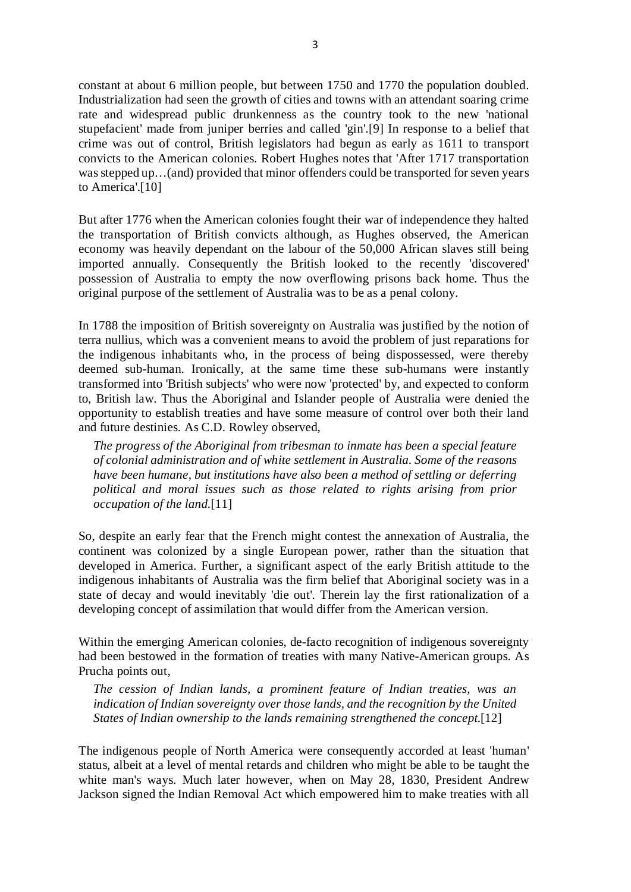constant at about 6 million people, but between 1750 and 1770 the population doubled. Industrialization had seen the growth of cities and towns with an attendant soaring crime rate and widespread public drunkenness as the country took to the new 'national stupefacient' made from juniper berries and called 'gin'.[9] In response to a belief that crime was out of control, British legislators had begun as early as 1611 to transport convicts to the American colonies. Robert Hughes notes that 'After 1717 transportation was stepped up…(and) provided that minor offenders could be transported for seven years to America'.[10]

But after 1776 when the American colonies fought their war of independence they halted the transportation of British convicts although, as Hughes observed, the American economy was heavily dependant on the labour of the 50,000 African slaves still being imported annually. Consequently the British looked to the recently 'discovered' possession of Australia to empty the now overflowing prisons back home. Thus the original purpose of the settlement of Australia was to be as a penal colony.

In 1788 the imposition of British sovereignty on Australia was justified by the notion of terra nullius, which was a convenient means to avoid the problem of just reparations for the indigenous inhabitants who, in the process of being dispossessed, were thereby deemed sub-human. Ironically, at the same time these sub-humans were instantly transformed into 'British subjects' who were now 'protected' by, and expected to conform to, British law. Thus the Aboriginal and Islander people of Australia were denied the opportunity to establish treaties and have some measure of control over both their land and future destinies. As C.D. Rowley observed,

> *The progress of the Aboriginal from tribesman to inmate has been a special feature of colonial administration and of white settlement in Australia. Some of the reasons have been humane, but institutions have also been a method of settling or deferring political and moral issues such as those related to rights arising from prior occupation of the land.*[11]

So, despite an early fear that the French might contest the annexation of Australia, the continent was colonized by a single European power, rather than the situation that developed in America. Further, a significant aspect of the early British attitude to the indigenous inhabitants of Australia was the firm belief that Aboriginal society was in a state of decay and would inevitably 'die out'. Therein lay the first rationalization of a developing concept of assimilation that would differ from the American version.

Within the emerging American colonies, de-facto recognition of indigenous sovereignty had been bestowed in the formation of treaties with many Native-American groups. As Prucha points out,

> *The cession of Indian lands, a prominent feature of Indian treaties, was an indication of Indian sovereignty over those lands, and the recognition by the United States of Indian ownership to the lands remaining strengthened the concept.*[12]

The indigenous people of North America were consequently accorded at least 'human' status, albeit at a level of mental retards and children who might be able to be taught the white man's ways. Much later however, when on May 28, 1830, President Andrew Jackson signed the Indian Removal Act which empowered him to make treaties with all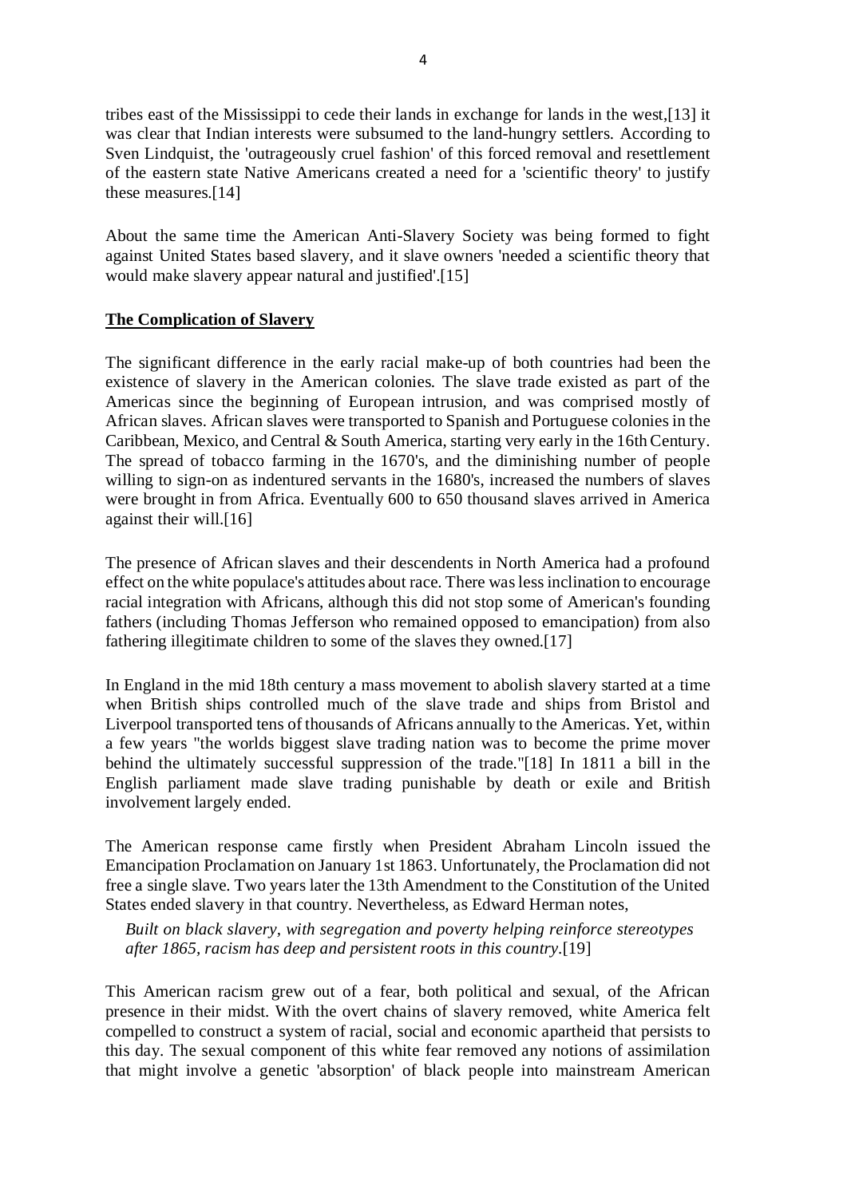tribes east of the Mississippi to cede their lands in exchange for lands in the west,[13] it was clear that Indian interests were subsumed to the land-hungry settlers. According to Sven Lindquist, the 'outrageously cruel fashion' of this forced removal and resettlement of the eastern state Native Americans created a need for a 'scientific theory' to justify these measures.[14]

About the same time the American Anti-Slavery Society was being formed to fight against United States based slavery, and it slave owners 'needed a scientific theory that would make slavery appear natural and justified'.[15]

**The Complication of Slavery**

The significant difference in the early racial make-up of both countries had been the existence of slavery in the American colonies. The slave trade existed as part of the Americas since the beginning of European intrusion, and was comprised mostly of African slaves. African slaves were transported to Spanish and Portuguese colonies in the Caribbean, Mexico, and Central & South America, starting very early in the 16th Century. The spread of tobacco farming in the 1670's, and the diminishing number of people willing to sign-on as indentured servants in the 1680's, increased the numbers of slaves were brought in from Africa. Eventually 600 to 650 thousand slaves arrived in America against their will.[16]

The presence of African slaves and their descendents in North America had a profound effect on the white populace's attitudes about race. There was less inclination to encourage racial integration with Africans, although this did not stop some of American's founding fathers (including Thomas Jefferson who remained opposed to emancipation) from also fathering illegitimate children to some of the slaves they owned.[17]

In England in the mid 18th century a mass movement to abolish slavery started at a time when British ships controlled much of the slave trade and ships from Bristol and Liverpool transported tens of thousands of Africans annually to the Americas. Yet, within a few years "the worlds biggest slave trading nation was to become the prime mover behind the ultimately successful suppression of the trade."[18] In 1811 a bill in the English parliament made slave trading punishable by death or exile and British involvement largely ended.

The American response came firstly when President Abraham Lincoln issued the Emancipation Proclamation on January 1st 1863. Unfortunately, the Proclamation did not free a single slave. Two years later the 13th Amendment to the Constitution of the United States ended slavery in that country. Nevertheless, as Edward Herman notes,

> *Built on black slavery, with segregation and poverty helping reinforce stereotypes after 1865, racism has deep and persistent roots in this country.*[19]

This American racism grew out of a fear, both political and sexual, of the African presence in their midst. With the overt chains of slavery removed, white America felt compelled to construct a system of racial, social and economic apartheid that persists to this day. The sexual component of this white fear removed any notions of assimilation that might involve a genetic 'absorption' of black people into mainstream American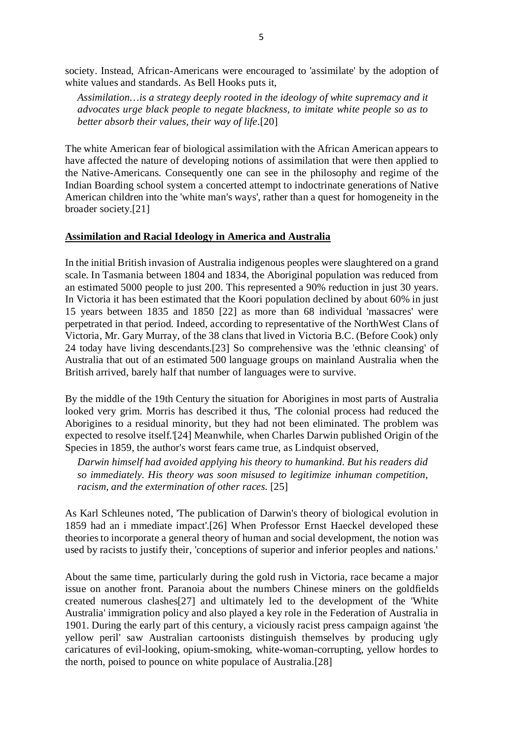society. Instead, African-Americans were encouraged to 'assimilate' by the adoption of white values and standards. As Bell Hooks puts it,

> *Assimilation…is a strategy deeply rooted in the ideology of white supremacy and it advocates urge black people to negate blackness, to imitate white people so as to better absorb their values, their way of life*.[20]

The white American fear of biological assimilation with the African American appears to have affected the nature of developing notions of assimilation that were then applied to the Native-Americans. Consequently one can see in the philosophy and regime of the Indian Boarding school system a concerted attempt to indoctrinate generations of Native American children into the 'white man's ways', rather than a quest for homogeneity in the broader society.[21]

**Assimilation and Racial Ideology in America and Australia**

In the initial British invasion of Australia indigenous peoples were slaughtered on a grand scale. In Tasmania between 1804 and 1834, the Aboriginal population was reduced from an estimated 5000 people to just 200. This represented a 90% reduction in just 30 years. In Victoria it has been estimated that the Koori population declined by about 60% in just 15 years between 1835 and 1850 [22] as more than 68 individual 'massacres' were perpetrated in that period. Indeed, according to representative of the NorthWest Clans of Victoria, Mr. Gary Murray, of the 38 clans that lived in Victoria B.C. (Before Cook) only 24 today have living descendants.[23] So comprehensive was the 'ethnic cleansing' of Australia that out of an estimated 500 language groups on mainland Australia when the British arrived, barely half that number of languages were to survive.

By the middle of the 19th Century the situation for Aborigines in most parts of Australia looked very grim. Morris has described it thus, 'The colonial process had reduced the Aborigines to a residual minority, but they had not been eliminated. The problem was expected to resolve itself.'[24] Meanwhile, when Charles Darwin published Origin of the Species in 1859, the author's worst fears came true, as Lindquist observed,

> *Darwin himself had avoided applying his theory to humankind. But his readers did so immediately. His theory was soon misused to legitimize inhuman competition, racism, and the extermination of other races.* [25]

As Karl Schleunes noted, 'The publication of Darwin's theory of biological evolution in 1859 had an i mmediate impact'.[26] When Professor Ernst Haeckel developed these theories to incorporate a general theory of human and social development, the notion was used by racists to justify their, 'conceptions of superior and inferior peoples and nations.'

About the same time, particularly during the gold rush in Victoria, race became a major issue on another front. Paranoia about the numbers Chinese miners on the goldfields created numerous clashes[27] and ultimately led to the development of the 'White Australia' immigration policy and also played a key role in the Federation of Australia in 1901. During the early part of this century, a viciously racist press campaign against 'the yellow peril' saw Australian cartoonists distinguish themselves by producing ugly caricatures of evil-looking, opium-smoking, white-woman-corrupting, yellow hordes to the north, poised to pounce on white populace of Australia.[28]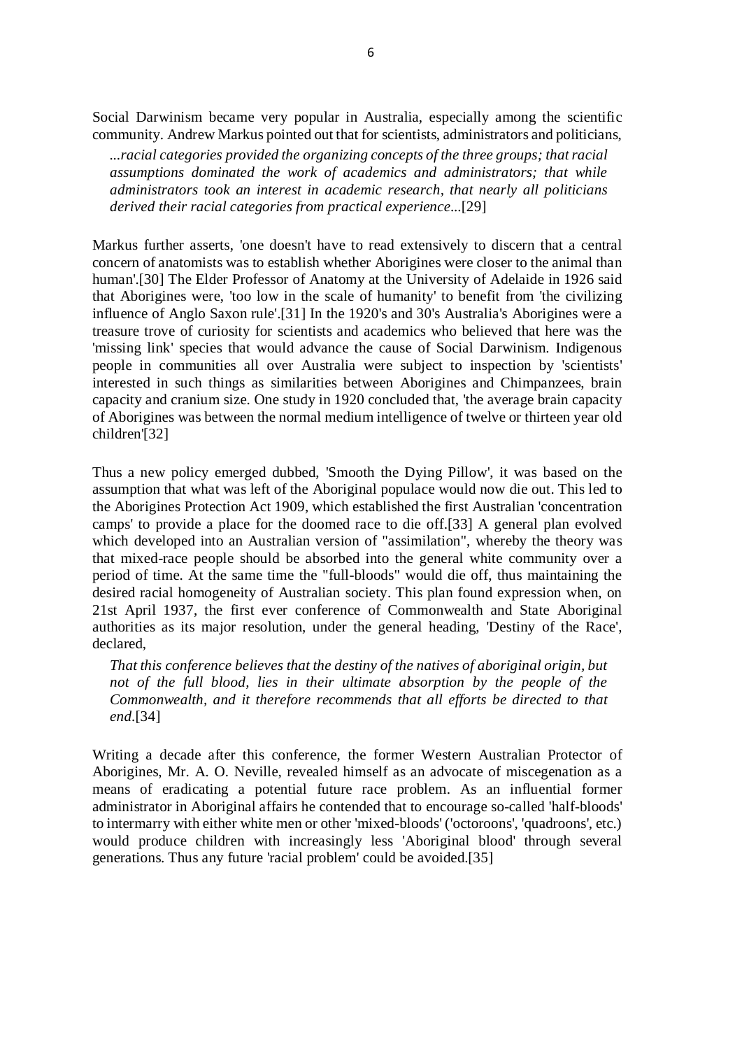Social Darwinism became very popular in Australia, especially among the scientific community. Andrew Markus pointed out that for scientists, administrators and politicians,

> *...racial categories provided the organizing concepts of the three groups; that racial assumptions dominated the work of academics and administrators; that while administrators took an interest in academic research, that nearly all politicians derived their racial categories from practical experience...*[29]

Markus further asserts, 'one doesn't have to read extensively to discern that a central concern of anatomists was to establish whether Aborigines were closer to the animal than human'.[30] The Elder Professor of Anatomy at the University of Adelaide in 1926 said that Aborigines were, 'too low in the scale of humanity' to benefit from 'the civilizing influence of Anglo Saxon rule'.[31] In the 1920's and 30's Australia's Aborigines were a treasure trove of curiosity for scientists and academics who believed that here was the 'missing link' species that would advance the cause of Social Darwinism. Indigenous people in communities all over Australia were subject to inspection by 'scientists' interested in such things as similarities between Aborigines and Chimpanzees, brain capacity and cranium size. One study in 1920 concluded that, 'the average brain capacity of Aborigines was between the normal medium intelligence of twelve or thirteen year old children'[32]

Thus a new policy emerged dubbed, 'Smooth the Dying Pillow', it was based on the assumption that what was left of the Aboriginal populace would now die out. This led to the Aborigines Protection Act 1909, which established the first Australian 'concentration camps' to provide a place for the doomed race to die off.[33] A general plan evolved which developed into an Australian version of "assimilation", whereby the theory was that mixed-race people should be absorbed into the general white community over a period of time. At the same time the "full-bloods" would die off, thus maintaining the desired racial homogeneity of Australian society. This plan found expression when, on 21st April 1937, the first ever conference of Commonwealth and State Aboriginal authorities as its major resolution, under the general heading, 'Destiny of the Race', declared,

> *That this conference believes that the destiny of the natives of aboriginal origin, but not of the full blood, lies in their ultimate absorption by the people of the Commonwealth, and it therefore recommends that all efforts be directed to that end.*[34]

Writing a decade after this conference, the former Western Australian Protector of Aborigines, Mr. A. O. Neville, revealed himself as an advocate of miscegenation as a means of eradicating a potential future race problem. As an influential former administrator in Aboriginal affairs he contended that to encourage so-called 'half-bloods' to intermarry with either white men or other 'mixed-bloods' ('octoroons', 'quadroons', etc.) would produce children with increasingly less 'Aboriginal blood' through several generations. Thus any future 'racial problem' could be avoided.[35]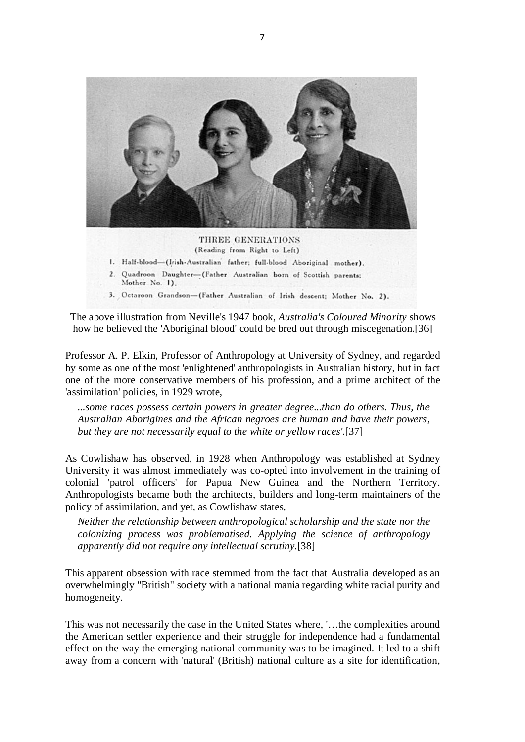THREE GENERATIONS
(Reading from Right to Left)

1. Half-blood—(Irish-Australian father; full-blood Aboriginal mother).
2. Quadroon Daughter—(Father Australian born of Scottish parents; Mother No. 1).
3. Octaroon Grandson—(Father Australian of Irish descent; Mother No. 2).

The above illustration from Neville's 1947 book, *Australia's Coloured Minority* shows how he believed the 'Aboriginal blood' could be bred out through miscegenation.[36]

Professor A. P. Elkin, Professor of Anthropology at University of Sydney, and regarded by some as one of the most 'enlightened' anthropologists in Australian history, but in fact one of the more conservative members of his profession, and a prime architect of the 'assimilation' policies, in 1929 wrote,

> *...some races possess certain powers in greater degree...than do others. Thus, the Australian Aborigines and the African negroes are human and have their powers, but they are not necessarily equal to the white or yellow races'.*[37]

As Cowlishaw has observed, in 1928 when Anthropology was established at Sydney University it was almost immediately was co-opted into involvement in the training of colonial 'patrol officers' for Papua New Guinea and the Northern Territory. Anthropologists became both the architects, builders and long-term maintainers of the policy of assimilation, and yet, as Cowlishaw states,

> *Neither the relationship between anthropological scholarship and the state nor the colonizing process was problematised. Applying the science of anthropology apparently did not require any intellectual scrutiny.*[38]

This apparent obsession with race stemmed from the fact that Australia developed as an overwhelmingly "British" society with a national mania regarding white racial purity and homogeneity.

This was not necessarily the case in the United States where, '…the complexities around the American settler experience and their struggle for independence had a fundamental effect on the way the emerging national community was to be imagined. It led to a shift away from a concern with 'natural' (British) national culture as a site for identification,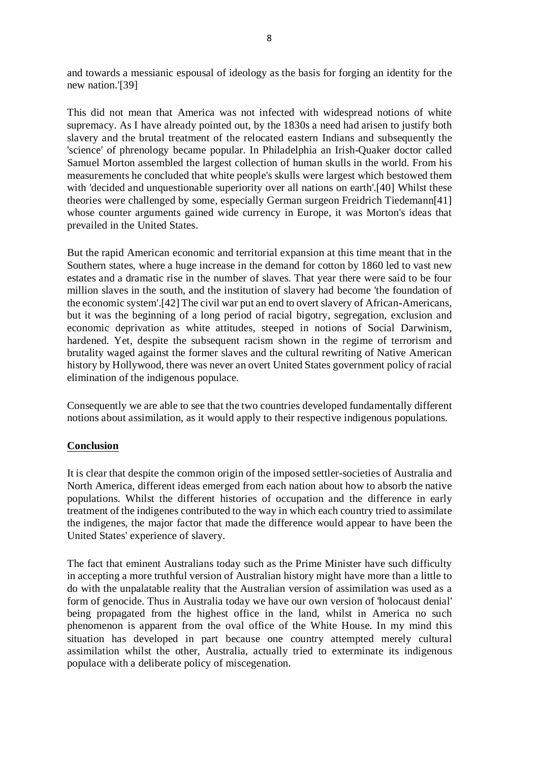and towards a messianic espousal of ideology as the basis for forging an identity for the new nation.'[39]

This did not mean that America was not infected with widespread notions of white supremacy. As I have already pointed out, by the 1830s a need had arisen to justify both slavery and the brutal treatment of the relocated eastern Indians and subsequently the 'science' of phrenology became popular. In Philadelphia an Irish-Quaker doctor called Samuel Morton assembled the largest collection of human skulls in the world. From his measurements he concluded that white people's skulls were largest which bestowed them with 'decided and unquestionable superiority over all nations on earth'.[40] Whilst these theories were challenged by some, especially German surgeon Freidrich Tiedemann[41] whose counter arguments gained wide currency in Europe, it was Morton's ideas that prevailed in the United States.

But the rapid American economic and territorial expansion at this time meant that in the Southern states, where a huge increase in the demand for cotton by 1860 led to vast new estates and a dramatic rise in the number of slaves. That year there were said to be four million slaves in the south, and the institution of slavery had become 'the foundation of the economic system'.[42] The civil war put an end to overt slavery of African-Americans, but it was the beginning of a long period of racial bigotry, segregation, exclusion and economic deprivation as white attitudes, steeped in notions of Social Darwinism, hardened. Yet, despite the subsequent racism shown in the regime of terrorism and brutality waged against the former slaves and the cultural rewriting of Native American history by Hollywood, there was never an overt United States government policy of racial elimination of the indigenous populace.

Consequently we are able to see that the two countries developed fundamentally different notions about assimilation, as it would apply to their respective indigenous populations.

## Conclusion

It is clear that despite the common origin of the imposed settler-societies of Australia and North America, different ideas emerged from each nation about how to absorb the native populations. Whilst the different histories of occupation and the difference in early treatment of the indigenes contributed to the way in which each country tried to assimilate the indigenes, the major factor that made the difference would appear to have been the United States' experience of slavery.

The fact that eminent Australians today such as the Prime Minister have such difficulty in accepting a more truthful version of Australian history might have more than a little to do with the unpalatable reality that the Australian version of assimilation was used as a form of genocide. Thus in Australia today we have our own version of 'holocaust denial' being propagated from the highest office in the land, whilst in America no such phenomenon is apparent from the oval office of the White House. In my mind this situation has developed in part because one country attempted merely cultural assimilation whilst the other, Australia, actually tried to exterminate its indigenous populace with a deliberate policy of miscegenation.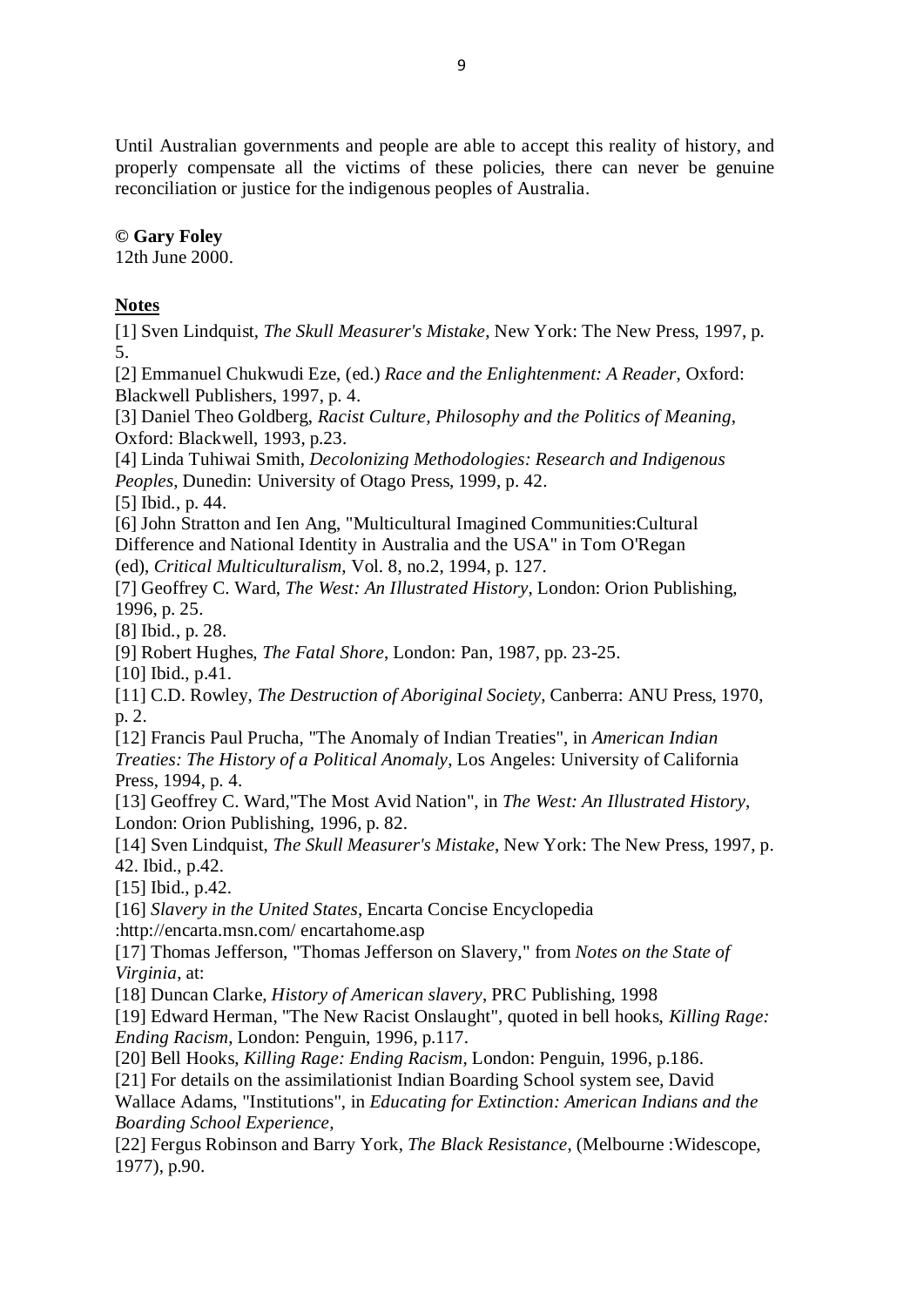Until Australian governments and people are able to accept this reality of history, and properly compensate all the victims of these policies, there can never be genuine reconciliation or justice for the indigenous peoples of Australia.

**© Gary Foley**
12th June 2000.

**Notes**

[1] Sven Lindquist, *The Skull Measurer's Mistake*, New York: The New Press, 1997, p. 5.

[2] Emmanuel Chukwudi Eze, (ed.) *Race and the Enlightenment: A Reader*, Oxford: Blackwell Publishers, 1997, p. 4.

[3] Daniel Theo Goldberg, *Racist Culture, Philosophy and the Politics of Meaning*, Oxford: Blackwell, 1993, p.23.

[4] Linda Tuhiwai Smith, *Decolonizing Methodologies: Research and Indigenous Peoples*, Dunedin: University of Otago Press, 1999, p. 42.

[5] Ibid., p. 44.

[6] John Stratton and Ien Ang, "Multicultural Imagined Communities:Cultural Difference and National Identity in Australia and the USA" in Tom O'Regan (ed), *Critical Multiculturalism*, Vol. 8, no.2, 1994, p. 127.

[7] Geoffrey C. Ward, *The West: An Illustrated History*, London: Orion Publishing, 1996, p. 25.

[8] Ibid., p. 28.

[9] Robert Hughes, *The Fatal Shore*, London: Pan, 1987, pp. 23-25.

[10] Ibid., p.41.

[11] C.D. Rowley, *The Destruction of Aboriginal Society*, Canberra: ANU Press, 1970, p. 2.

[12] Francis Paul Prucha, "The Anomaly of Indian Treaties", in *American Indian Treaties: The History of a Political Anomaly*, Los Angeles: University of California Press, 1994, p. 4.

[13] Geoffrey C. Ward,"The Most Avid Nation", in *The West: An Illustrated History*, London: Orion Publishing, 1996, p. 82.

[14] Sven Lindquist, *The Skull Measurer's Mistake*, New York: The New Press, 1997, p. 42. Ibid., p.42.

[15] Ibid., p.42.

[16] *Slavery in the United States*, Encarta Concise Encyclopedia :http://encarta.msn.com/ encartahome.asp

[17] Thomas Jefferson, "Thomas Jefferson on Slavery," from *Notes on the State of Virginia*, at:

[18] Duncan Clarke, *History of American slavery*, PRC Publishing, 1998

[19] Edward Herman, "The New Racist Onslaught", quoted in bell hooks, *Killing Rage: Ending Racism*, London: Penguin, 1996, p.117.

[20] Bell Hooks, *Killing Rage: Ending Racism*, London: Penguin, 1996, p.186.

[21] For details on the assimilationist Indian Boarding School system see, David Wallace Adams, "Institutions", in *Educating for Extinction: American Indians and the Boarding School Experience*,

[22] Fergus Robinson and Barry York, *The Black Resistance*, (Melbourne :Widescope, 1977), p.90.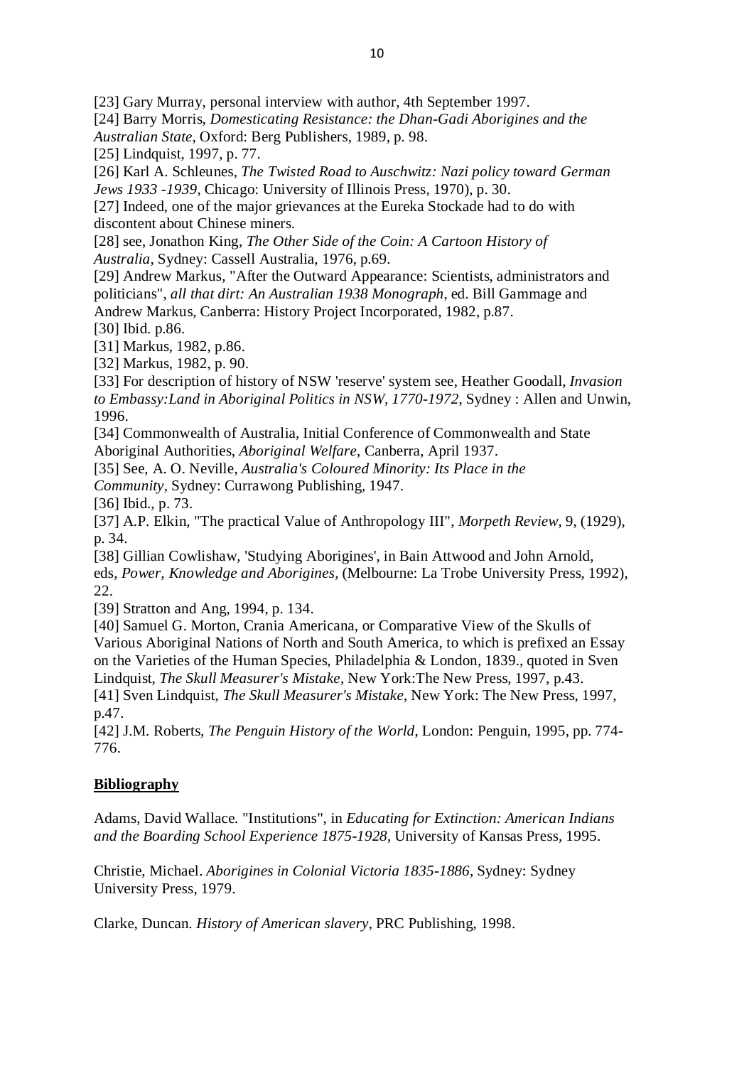[23] Gary Murray, personal interview with author, 4th September 1997.

[24] Barry Morris, *Domesticating Resistance: the Dhan-Gadi Aborigines and the Australian State*, Oxford: Berg Publishers, 1989, p. 98.

[25] Lindquist, 1997, p. 77.

[26] Karl A. Schleunes, *The Twisted Road to Auschwitz: Nazi policy toward German Jews 1933 -1939*, Chicago: University of Illinois Press, 1970), p. 30.

[27] Indeed, one of the major grievances at the Eureka Stockade had to do with discontent about Chinese miners.

[28] see, Jonathon King, *The Other Side of the Coin: A Cartoon History of Australia*, Sydney: Cassell Australia, 1976, p.69.

[29] Andrew Markus, "After the Outward Appearance: Scientists, administrators and politicians", *all that dirt: An Australian 1938 Monograph*, ed. Bill Gammage and Andrew Markus, Canberra: History Project Incorporated, 1982, p.87.

[30] Ibid. p.86.

[31] Markus, 1982, p.86.

[32] Markus, 1982, p. 90.

[33] For description of history of NSW 'reserve' system see, Heather Goodall, *Invasion to Embassy:Land in Aboriginal Politics in NSW, 1770-1972*, Sydney : Allen and Unwin, 1996.

[34] Commonwealth of Australia, Initial Conference of Commonwealth and State Aboriginal Authorities, *Aboriginal Welfare*, Canberra, April 1937.

[35] See, A. O. Neville, *Australia's Coloured Minority: Its Place in the Community*, Sydney: Currawong Publishing, 1947.

[36] Ibid., p. 73.

[37] A.P. Elkin, "The practical Value of Anthropology III", *Morpeth Review*, 9, (1929), p. 34.

[38] Gillian Cowlishaw, 'Studying Aborigines', in Bain Attwood and John Arnold, eds, *Power, Knowledge and Aborigines*, (Melbourne: La Trobe University Press, 1992), 22.

[39] Stratton and Ang, 1994, p. 134.

[40] Samuel G. Morton, Crania Americana, or Comparative View of the Skulls of Various Aboriginal Nations of North and South America, to which is prefixed an Essay on the Varieties of the Human Species, Philadelphia & London, 1839., quoted in Sven Lindquist, *The Skull Measurer's Mistake*, New York:The New Press, 1997, p.43.

[41] Sven Lindquist, *The Skull Measurer's Mistake*, New York: The New Press, 1997, p.47.

[42] J.M. Roberts, *The Penguin History of the World*, London: Penguin, 1995, pp. 774-776.

## **Bibliography**

Adams, David Wallace. "Institutions", in *Educating for Extinction: American Indians and the Boarding School Experience 1875-1928*, University of Kansas Press, 1995.

Christie, Michael. *Aborigines in Colonial Victoria 1835-1886*, Sydney: Sydney University Press, 1979.

Clarke, Duncan. *History of American slavery*, PRC Publishing, 1998.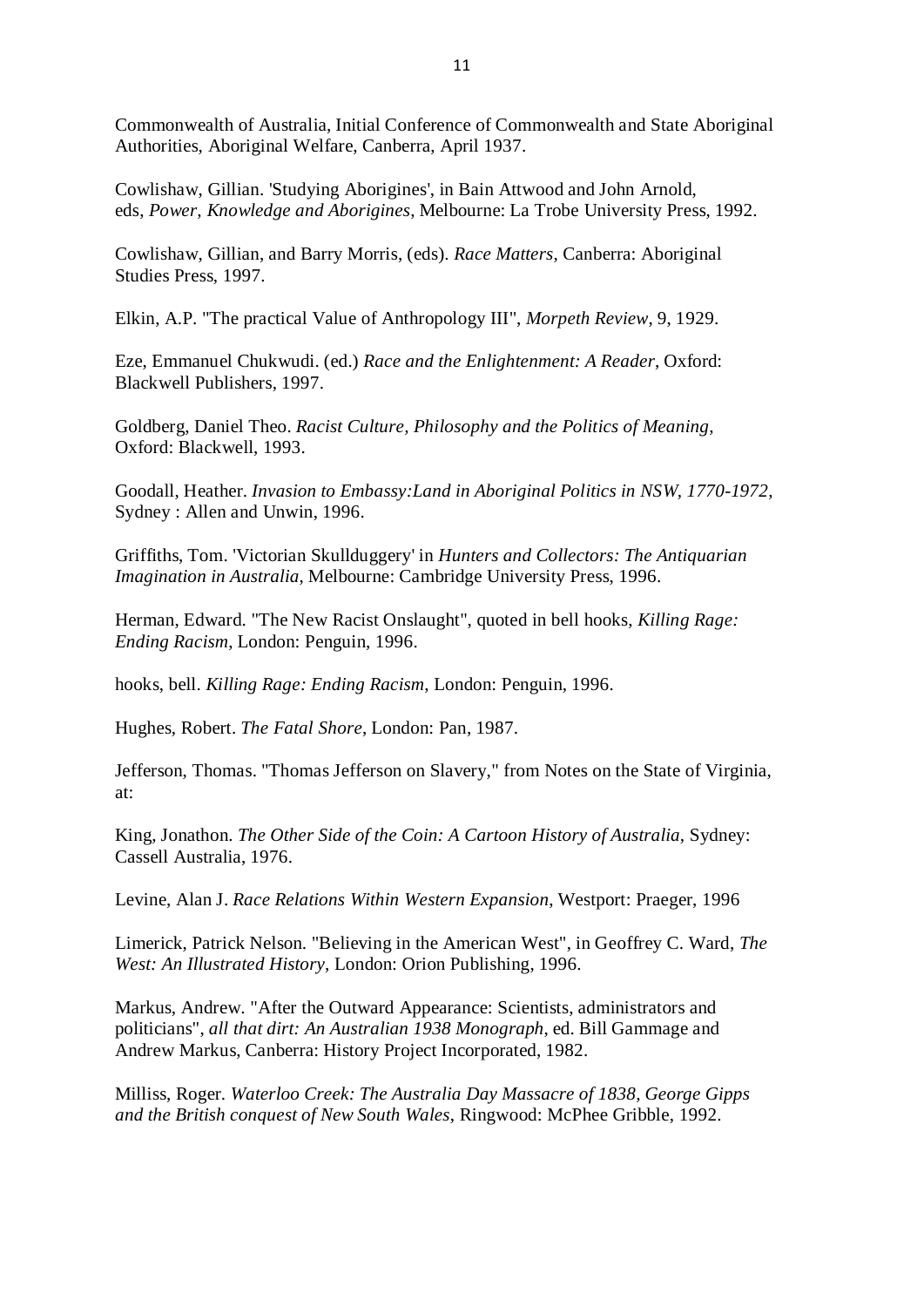Commonwealth of Australia, Initial Conference of Commonwealth and State Aboriginal Authorities, Aboriginal Welfare, Canberra, April 1937.

Cowlishaw, Gillian. 'Studying Aborigines', in Bain Attwood and John Arnold, eds, *Power, Knowledge and Aborigines*, Melbourne: La Trobe University Press, 1992.

Cowlishaw, Gillian, and Barry Morris, (eds). *Race Matters*, Canberra: Aboriginal Studies Press, 1997.

Elkin, A.P. "The practical Value of Anthropology III", *Morpeth Review*, 9, 1929.

Eze, Emmanuel Chukwudi. (ed.) *Race and the Enlightenment: A Reader*, Oxford: Blackwell Publishers, 1997.

Goldberg, Daniel Theo. *Racist Culture, Philosophy and the Politics of Meaning*, Oxford: Blackwell, 1993.

Goodall, Heather. *Invasion to Embassy:Land in Aboriginal Politics in NSW, 1770-1972*, Sydney : Allen and Unwin, 1996.

Griffiths, Tom. 'Victorian Skullduggery' in *Hunters and Collectors: The Antiquarian Imagination in Australia*, Melbourne: Cambridge University Press, 1996.

Herman, Edward. "The New Racist Onslaught", quoted in bell hooks, *Killing Rage: Ending Racism*, London: Penguin, 1996.

hooks, bell. *Killing Rage: Ending Racism*, London: Penguin, 1996.

Hughes, Robert. *The Fatal Shore*, London: Pan, 1987.

Jefferson, Thomas. "Thomas Jefferson on Slavery," from Notes on the State of Virginia, at:

King, Jonathon. *The Other Side of the Coin: A Cartoon History of Australia*, Sydney: Cassell Australia, 1976.

Levine, Alan J. *Race Relations Within Western Expansion*, Westport: Praeger, 1996

Limerick, Patrick Nelson. "Believing in the American West", in Geoffrey C. Ward, *The West: An Illustrated History*, London: Orion Publishing, 1996.

Markus, Andrew. "After the Outward Appearance: Scientists, administrators and politicians", *all that dirt: An Australian 1938 Monograph*, ed. Bill Gammage and Andrew Markus, Canberra: History Project Incorporated, 1982.

Milliss, Roger. *Waterloo Creek: The Australia Day Massacre of 1838, George Gipps and the British conquest of New South Wales*, Ringwood: McPhee Gribble, 1992.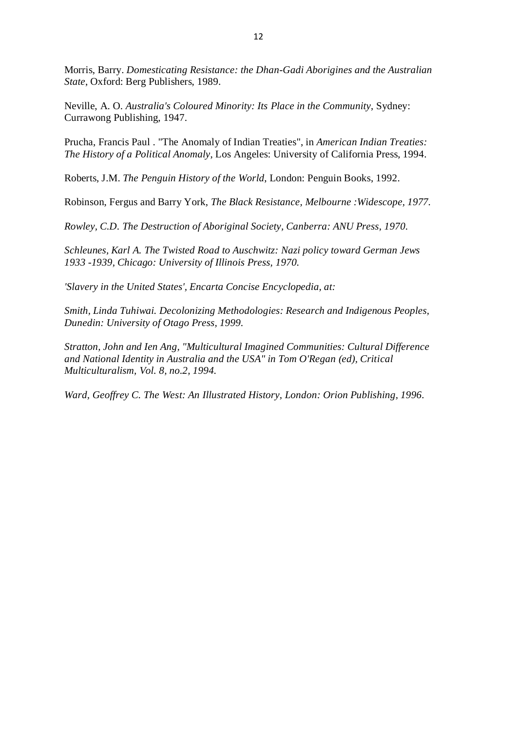Morris, Barry. *Domesticating Resistance: the Dhan-Gadi Aborigines and the Australian State*, Oxford: Berg Publishers, 1989.

Neville, A. O. *Australia's Coloured Minority: Its Place in the Community*, Sydney: Currawong Publishing, 1947.

Prucha, Francis Paul . "The Anomaly of Indian Treaties", in *American Indian Treaties: The History of a Political Anomaly*, Los Angeles: University of California Press, 1994.

Roberts, J.M. *The Penguin History of the World*, London: Penguin Books, 1992.

Robinson, Fergus and Barry York, *The Black Resistance, Melbourne :Widescope, 1977.*

*Rowley, C.D. The Destruction of Aboriginal Society, Canberra: ANU Press, 1970.*

*Schleunes, Karl A. The Twisted Road to Auschwitz: Nazi policy toward German Jews 1933 -1939, Chicago: University of Illinois Press, 1970.*

*'Slavery in the United States', Encarta Concise Encyclopedia, at:*

*Smith, Linda Tuhiwai. Decolonizing Methodologies: Research and Indigenous Peoples, Dunedin: University of Otago Press, 1999.*

*Stratton, John and Ien Ang, "Multicultural Imagined Communities: Cultural Difference and National Identity in Australia and the USA" in Tom O'Regan (ed), Critical Multiculturalism, Vol. 8, no.2, 1994.*

*Ward, Geoffrey C. The West: An Illustrated History, London: Orion Publishing, 1996.*